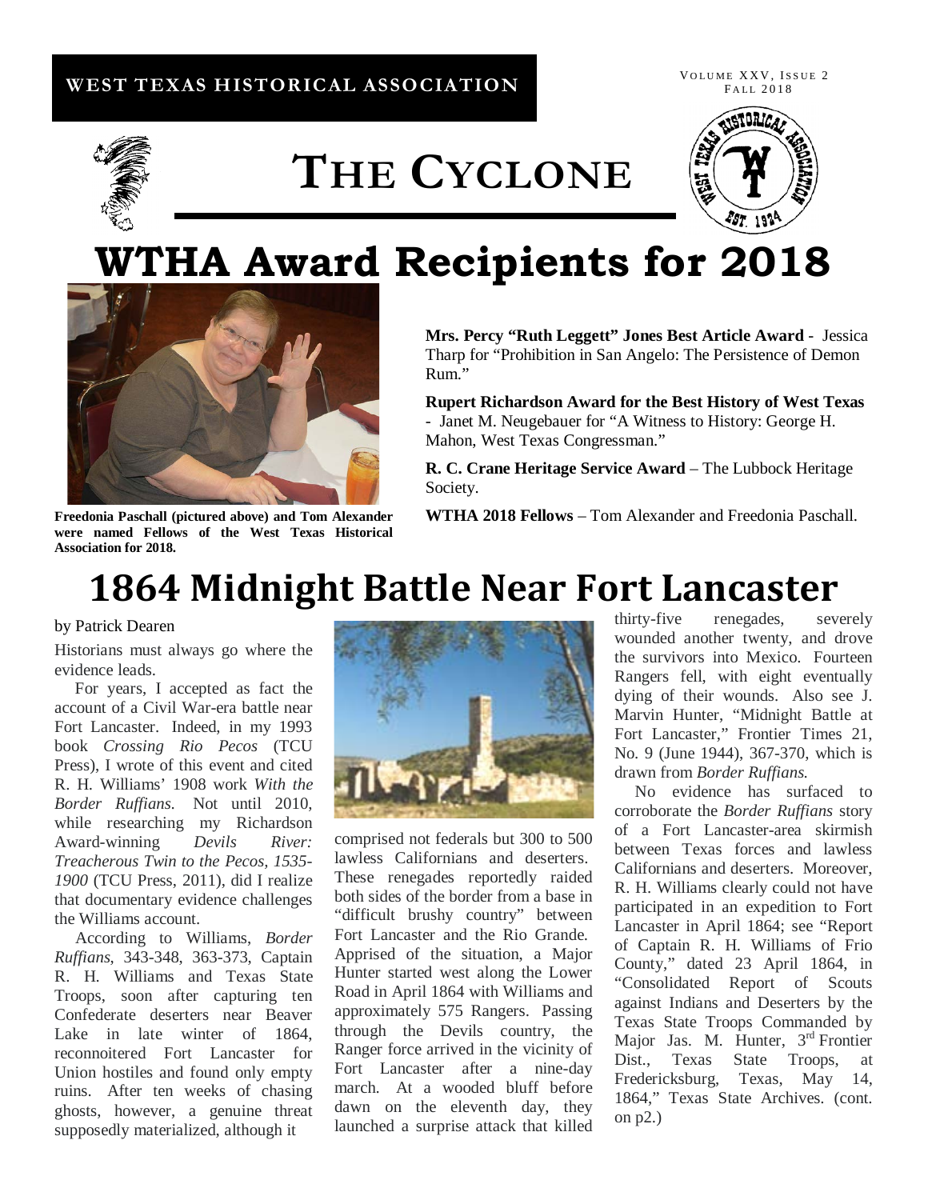WEST TEXAS HISTORICAL ASSOCIATION

# THE CYCLONE

# WTHA Award Recipients for 2018

**Freedonia Paschall (pictured above) and Tom Alexander were named Fellows of the West Texas Historical Association for 2018.**

**Mrs. Percy "Ruth Leggett" Jones Best Article Award** - Jessica Tharp for "Prohibition in San Angelo: The Persistence of Demon Rum."

**Rupert Richardson Award for the Best History of West Texas** - Janet M. Neugebauer for "A Witness to History: George H. Mahon, West Texas Congressman."

**R. C. Crane Heritage Service Award** – The Lubbock Heritage Society.

**WTHA 2018 Fellows** – Tom Alexander and Freedonia Paschall.

# 1864 Midnight Battle Near Fort Lancaster

by Patrick Dearen

Historians must always go where the evidence leads.

For years, I accepted as fact the account of a Civil War-era battle near Fort Lancaster. Indeed, in my 1993 book *Crossing Rio Pecos* (TCU Press), I wrote of this event and cited R. H. Williams' 1908 work *With the Border Ruffians.* Not until 2010, while researching my Richardson Award-winning *Devils River: Treacherous Twin to the Pecos, 1535-1900* (TCU Press, 2011), did I realize that documentary evidence challenges the Williams account.

According to Williams, *Border Ruffians*, 343-348, 363-373, Captain R. H. Williams and Texas State Troops, soon after capturing ten Confederate deserters near Beaver Lake in late winter of 1864, reconnoitered Fort Lancaster for Union hostiles and found only empty ruins. After ten weeks of chasing ghosts, however, a genuine threat supposedly materialized, although it comprised not federals but 300 to 500 lawless Californians and deserters. These renegades reportedly raided both sides of the border from a base in "difficult brushy country" between Fort Lancaster and the Rio Grande. Apprised of the situation, a Major Hunter started west along the Lower Road in April 1864 with Williams and approximately 575 Rangers. Passing through the Devils country, the Ranger force arrived in the vicinity of Fort Lancaster after a nine-day march. At a wooded bluff before dawn on the eleventh day, they launched a surprise attack that killed thirty-five renegades, severely wounded another twenty, and drove the survivors into Mexico. Fourteen Rangers fell, with eight eventually dying of their wounds. Also see J. Marvin Hunter, "Midnight Battle at Fort Lancaster," Frontier Times 21, No. 9 (June 1944), 367-370, which is drawn from *Border Ruffians.*

No evidence has surfaced to corroborate the *Border Ruffians* story of a Fort Lancaster-area skirmish between Texas forces and lawless Californians and deserters. Moreover, R. H. Williams clearly could not have participated in an expedition to Fort Lancaster in April 1864; see "Report of Captain R. H. Williams of Frio County," dated 23 April 1864, in "Consolidated Report of Scouts against Indians and Deserters by the Texas State Troops Commanded by Major Jas. M. Hunter, 3rd Frontier Dist., Texas State Troops, at Fredericksburg, Texas, May 14, 1864," Texas State Archives. (cont. on p2.)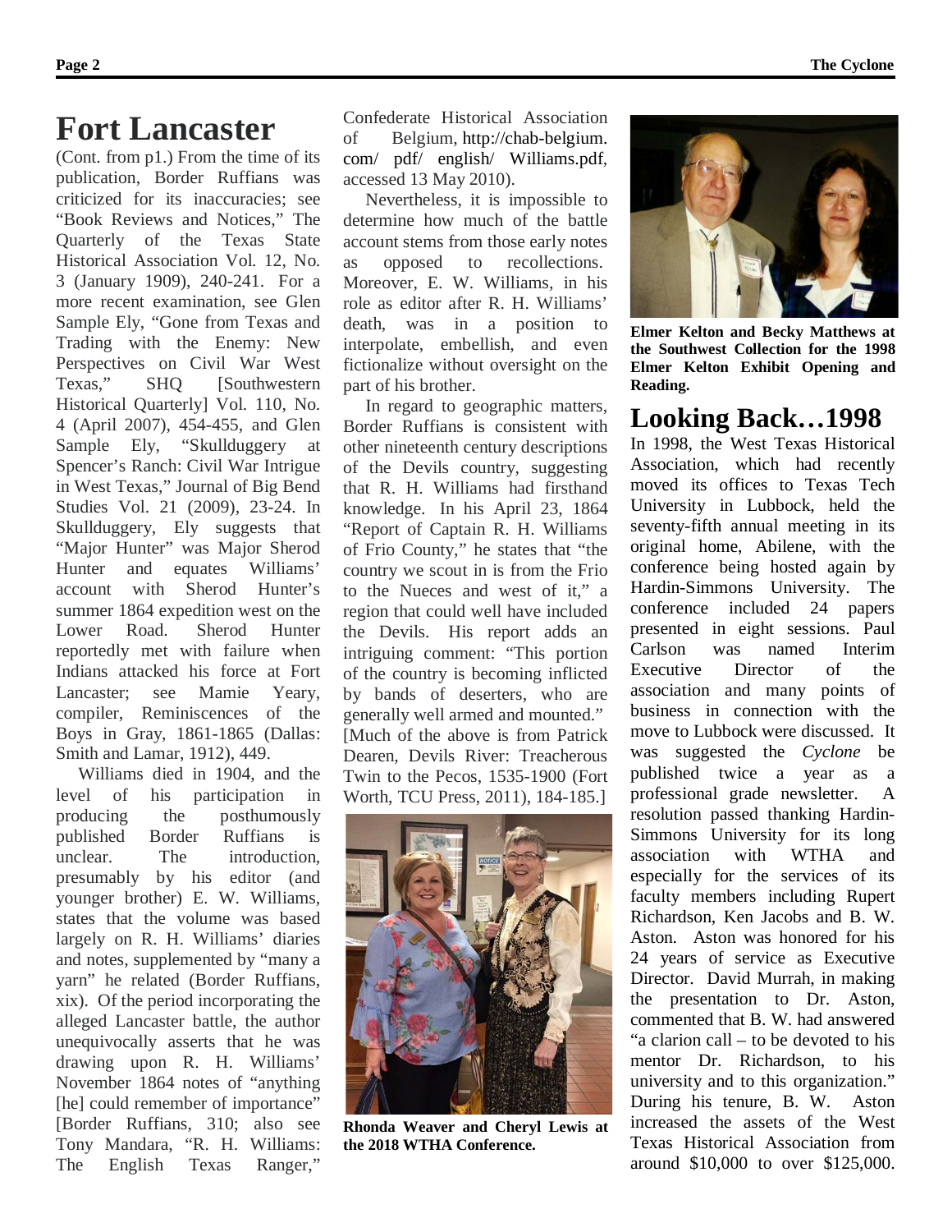# Fort Lancaster

(Cont. from p1.) From the time of its publication, Border Ruffians was criticized for its inaccuracies; see "Book Reviews and Notices," The Quarterly of the Texas State Historical Association Vol. 12, No. 3 (January 1909), 240-241. For a more recent examination, see Glen Sample Ely, "Gone from Texas and Trading with the Enemy: New Perspectives on Civil War West Texas," SHQ [Southwestern Historical Quarterly] Vol. 110, No. 4 (April 2007), 454-455, and Glen Sample Ely, "Skullduggery at Spencer's Ranch: Civil War Intrigue in West Texas," Journal of Big Bend Studies Vol. 21 (2009), 23-24. In Skullduggery, Ely suggests that "Major Hunter" was Major Sherod Hunter and equates Williams' account with Sherod Hunter's summer 1864 expedition west on the Lower Road. Sherod Hunter reportedly met with failure when Indians attacked his force at Fort Lancaster; see Mamie Yeary, compiler, Reminiscences of the Boys in Gray, 1861-1865 (Dallas: Smith and Lamar, 1912), 449.

Williams died in 1904, and the level of his participation in producing the posthumously published Border Ruffians is unclear. The introduction, presumably by his editor (and younger brother) E. W. Williams, states that the volume was based largely on R. H. Williams' diaries and notes, supplemented by "many a yarn" he related (Border Ruffians, xix). Of the period incorporating the alleged Lancaster battle, the author unequivocally asserts that he was drawing upon R. H. Williams' November 1864 notes of "anything [he] could remember of importance" [Border Ruffians, 310; also see Tony Mandara, "R. H. Williams: The English Texas Ranger," Confederate Historical Association of Belgium, http://chab-belgium.com/ pdf/ english/ Williams.pdf, accessed 13 May 2010).

Nevertheless, it is impossible to determine how much of the battle account stems from those early notes as opposed to recollections. Moreover, E. W. Williams, in his role as editor after R. H. Williams' death, was in a position to interpolate, embellish, and even fictionalize without oversight on the part of his brother.

In regard to geographic matters, Border Ruffians is consistent with other nineteenth century descriptions of the Devils country, suggesting that R. H. Williams had firsthand knowledge. In his April 23, 1864 "Report of Captain R. H. Williams of Frio County," he states that "the country we scout in is from the Frio to the Nueces and west of it," a region that could well have included the Devils. His report adds an intriguing comment: "This portion of the country is becoming inflicted by bands of deserters, who are generally well armed and mounted." [Much of the above is from Patrick Dearen, Devils River: Treacherous Twin to the Pecos, 1535-1900 (Fort Worth, TCU Press, 2011), 184-185.]

**Rhonda Weaver and Cheryl Lewis at the 2018 WTHA Conference.**

**Elmer Kelton and Becky Matthews at the Southwest Collection for the 1998 Elmer Kelton Exhibit Opening and Reading.**

# Looking Back…1998

In 1998, the West Texas Historical Association, which had recently moved its offices to Texas Tech University in Lubbock, held the seventy-fifth annual meeting in its original home, Abilene, with the conference being hosted again by Hardin-Simmons University. The conference included 24 papers presented in eight sessions. Paul Carlson was named Interim Executive Director of the association and many points of business in connection with the move to Lubbock were discussed. It was suggested the *Cyclone* be published twice a year as a professional grade newsletter. A resolution passed thanking Hardin-Simmons University for its long association with WTHA and especially for the services of its faculty members including Rupert Richardson, Ken Jacobs and B. W. Aston. Aston was honored for his 24 years of service as Executive Director. David Murrah, in making the presentation to Dr. Aston, commented that B. W. had answered "a clarion call – to be devoted to his mentor Dr. Richardson, to his university and to this organization." During his tenure, B. W. Aston increased the assets of the West Texas Historical Association from around $10,000 to over $125,000.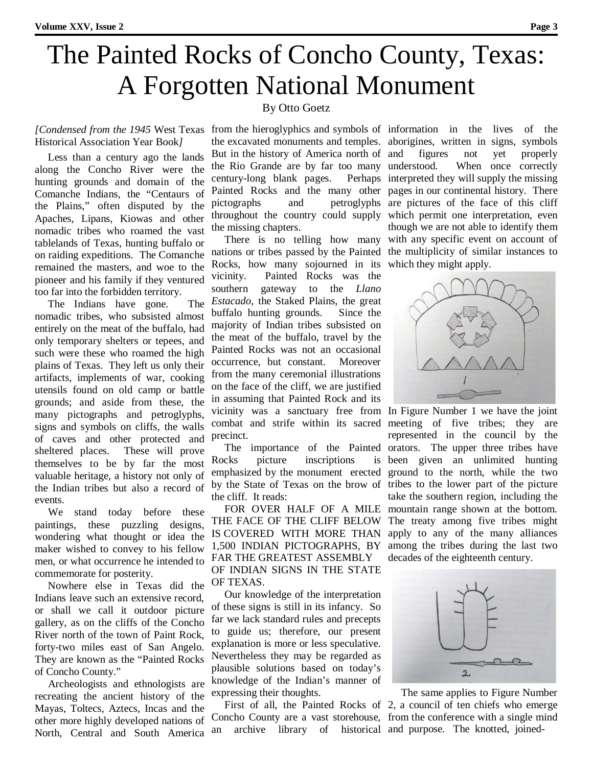# The Painted Rocks of Concho County, Texas: A Forgotten National Monument

By Otto Goetz

*[Condensed from the 1945* West Texas Historical Association Year Book*]*

Less than a century ago the lands along the Concho River were the hunting grounds and domain of the Comanche Indians, the "Centaurs of the Plains," often disputed by the Apaches, Lipans, Kiowas and other nomadic tribes who roamed the vast tablelands of Texas, hunting buffalo or on raiding expeditions. The Comanche remained the masters, and woe to the pioneer and his family if they ventured too far into the forbidden territory.

The Indians have gone. The nomadic tribes, who subsisted almost entirely on the meat of the buffalo, had only temporary shelters or tepees, and such were these who roamed the high plains of Texas. They left us only their artifacts, implements of war, cooking utensils found on old camp or battle grounds; and aside from these, the many pictographs and petroglyphs, signs and symbols on cliffs, the walls of caves and other protected and sheltered places. These will prove themselves to be by far the most valuable heritage, a history not only of the Indian tribes but also a record of events.

We stand today before these paintings, these puzzling designs, wondering what thought or idea the maker wished to convey to his fellow men, or what occurrence he intended to commemorate for posterity.

Nowhere else in Texas did the Indians leave such an extensive record, or shall we call it outdoor picture gallery, as on the cliffs of the Concho River north of the town of Paint Rock, forty-two miles east of San Angelo. They are known as the "Painted Rocks of Concho County."

Archeologists and ethnologists are recreating the ancient history of the Mayas, Toltecs, Aztecs, Incas and the other more highly developed nations of North, Central and South America from the hieroglyphics and symbols of the excavated monuments and temples. But in the history of America north of the Rio Grande are by far too many century-long blank pages. Perhaps Painted Rocks and the many other pictographs and petroglyphs throughout the country could supply the missing chapters.

There is no telling how many nations or tribes passed by the Painted Rocks, how many sojourned in its vicinity. Painted Rocks was the southern gateway to the *Llano Estacado*, the Staked Plains, the great buffalo hunting grounds. Since the majority of Indian tribes subsisted on the meat of the buffalo, travel by the Painted Rocks was not an occasional occurrence, but constant. Moreover from the many ceremonial illustrations on the face of the cliff, we are justified in assuming that Painted Rock and its vicinity was a sanctuary free from combat and strife within its sacred precinct.

The importance of the Painted Rocks picture inscriptions is emphasized by the monument erected by the State of Texas on the brow of the cliff. It reads:

FOR OVER HALF OF A MILE THE FACE OF THE CLIFF BELOW IS COVERED WITH MORE THAN 1,500 INDIAN PICTOGRAPHS, BY FAR THE GREATEST ASSEMBLY OF INDIAN SIGNS IN THE STATE OF TEXAS.

Our knowledge of the interpretation of these signs is still in its infancy. So far we lack standard rules and precepts to guide us; therefore, our present explanation is more or less speculative. Nevertheless they may be regarded as plausible solutions based on today's knowledge of the Indian's manner of expressing their thoughts.

First of all, the Painted Rocks of Concho County are a vast storehouse, an archive library of historical information in the lives of the aborigines, written in signs, symbols and figures not yet properly understood. When once correctly interpreted they will supply the missing pages in our continental history. There are pictures of the face of this cliff which permit one interpretation, even though we are not able to identify them with any specific event on account of the multiplicity of similar instances to which they might apply.

In Figure Number 1 we have the joint meeting of five tribes; they are represented in the council by the orators. The upper three tribes have been given an unlimited hunting ground to the north, while the two tribes to the lower part of the picture take the southern region, including the mountain range shown at the bottom. The treaty among five tribes might apply to any of the many alliances among the tribes during the last two decades of the eighteenth century.

The same applies to Figure Number 2, a council of ten chiefs who emerge from the conference with a single mind and purpose. The knotted, joined-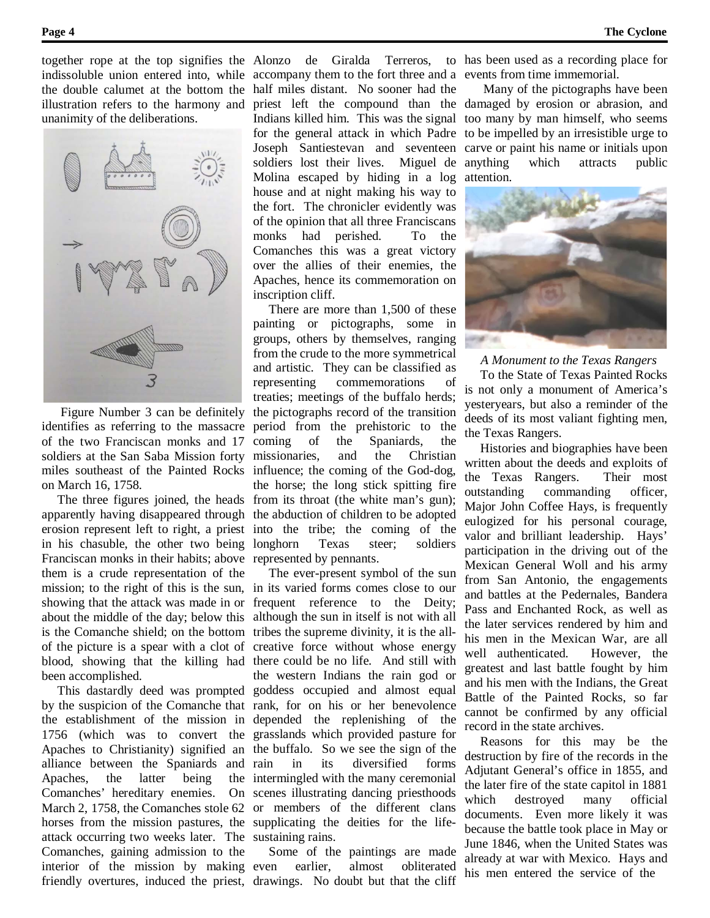together rope at the top signifies the indissoluble union entered into, while the double calumet at the bottom the illustration refers to the harmony and unanimity of the deliberations.

Figure Number 3 can be definitely identifies as referring to the massacre of the two Franciscan monks and 17 soldiers at the San Saba Mission forty miles southeast of the Painted Rocks on March 16, 1758.

The three figures joined, the heads apparently having disappeared through erosion represent left to right, a priest in his chasuble, the other two being Franciscan monks in their habits; above them is a crude representation of the mission; to the right of this is the sun, showing that the attack was made in or about the middle of the day; below this is the Comanche shield; on the bottom of the picture is a spear with a clot of blood, showing that the killing had been accomplished.

This dastardly deed was prompted by the suspicion of the Comanche that the establishment of the mission in 1756 (which was to convert the Apaches to Christianity) signified an alliance between the Spaniards and Apaches, the latter being the Comanches' hereditary enemies. On March 2, 1758, the Comanches stole 62 horses from the mission pastures, the attack occurring two weeks later. The Comanches, gaining admission to the interior of the mission by making friendly overtures, induced the priest, Alonzo de Giralda Terreros, to accompany them to the fort three and a half miles distant. No sooner had the priest left the compound than the Indians killed him. This was the signal for the general attack in which Padre Joseph Santiestevan and seventeen soldiers lost their lives. Miguel de Molina escaped by hiding in a log house and at night making his way to the fort. The chronicler evidently was of the opinion that all three Franciscans monks had perished. To the Comanches this was a great victory over the allies of their enemies, the Apaches, hence its commemoration on inscription cliff.

There are more than 1,500 of these painting or pictographs, some in groups, others by themselves, ranging from the crude to the more symmetrical and artistic. They can be classified as representing commemorations of treaties; meetings of the buffalo herds; the pictographs record of the transition period from the prehistoric to the coming of the Spaniards, the missionaries, and the Christian influence; the coming of the God-dog, the horse; the long stick spitting fire from its throat (the white man's gun); the abduction of children to be adopted into the tribe; the coming of the longhorn Texas steer; soldiers represented by pennants.

The ever-present symbol of the sun in its varied forms comes close to our frequent reference to the Deity; although the sun in itself is not with all tribes the supreme divinity, it is the all-creative force without whose energy there could be no life. And still with the western Indians the rain god or goddess occupied and almost equal rank, for on his or her benevolence depended the replenishing of the grasslands which provided pasture for the buffalo. So we see the sign of the rain in its diversified forms intermingled with the many ceremonial scenes illustrating dancing priesthoods or members of the different clans supplicating the deities for the life-sustaining rains.

Some of the paintings are made even earlier, almost obliterated drawings. No doubt but that the cliff has been used as a recording place for events from time immemorial.

Many of the pictographs have been damaged by erosion or abrasion, and too many by man himself, who seems to be impelled by an irresistible urge to carve or paint his name or initials upon anything which attracts public attention.

### *A Monument to the Texas Rangers*

To the State of Texas Painted Rocks is not only a monument of America's yesteryears, but also a reminder of the deeds of its most valiant fighting men, the Texas Rangers.

Histories and biographies have been written about the deeds and exploits of the Texas Rangers. Their most outstanding commanding officer, Major John Coffee Hays, is frequently eulogized for his personal courage, valor and brilliant leadership. Hays' participation in the driving out of the Mexican General Woll and his army from San Antonio, the engagements and battles at the Pedernales, Bandera Pass and Enchanted Rock, as well as the later services rendered by him and his men in the Mexican War, are all well authenticated. However, the greatest and last battle fought by him and his men with the Indians, the Great Battle of the Painted Rocks, so far cannot be confirmed by any official record in the state archives.

Reasons for this may be the destruction by fire of the records in the Adjutant General's office in 1855, and the later fire of the state capitol in 1881 which destroyed many official documents. Even more likely it was because the battle took place in May or June 1846, when the United States was already at war with Mexico. Hays and his men entered the service of the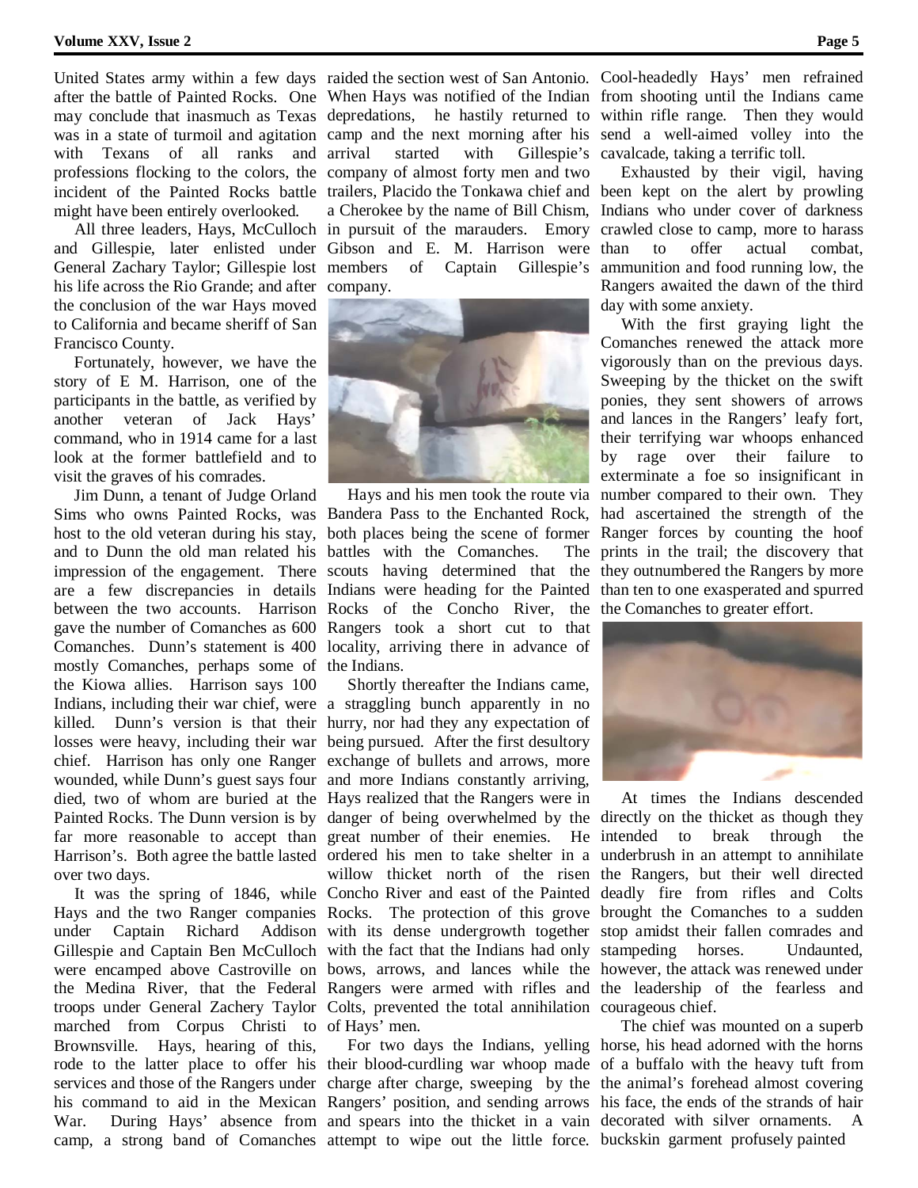United States army within a few days after the battle of Painted Rocks. One may conclude that inasmuch as Texas was in a state of turmoil and agitation with Texans of all ranks and professions flocking to the colors, the incident of the Painted Rocks battle might have been entirely overlooked.

All three leaders, Hays, McCulloch and Gillespie, later enlisted under General Zachary Taylor; Gillespie lost his life across the Rio Grande; and after the conclusion of the war Hays moved to California and became sheriff of San Francisco County.

Fortunately, however, we have the story of E M. Harrison, one of the participants in the battle, as verified by another veteran of Jack Hays' command, who in 1914 came for a last look at the former battlefield and to visit the graves of his comrades.

Jim Dunn, a tenant of Judge Orland Sims who owns Painted Rocks, was host to the old veteran during his stay, and to Dunn the old man related his impression of the engagement. There are a few discrepancies in details between the two accounts. Harrison gave the number of Comanches as 600 Comanches. Dunn's statement is 400 mostly Comanches, perhaps some of the Kiowa allies. Harrison says 100 Indians, including their war chief, were killed. Dunn's version is that their losses were heavy, including their war chief. Harrison has only one Ranger wounded, while Dunn's guest says four died, two of whom are buried at the Painted Rocks. The Dunn version is by far more reasonable to accept than Harrison's. Both agree the battle lasted over two days.

It was the spring of 1846, while Hays and the two Ranger companies under Captain Richard Addison Gillespie and Captain Ben McCulloch were encamped above Castroville on the Medina River, that the Federal troops under General Zachery Taylor marched from Corpus Christi to Brownsville. Hays, hearing of this, rode to the latter place to offer his services and those of the Rangers under his command to aid in the Mexican War. During Hays' absence from camp, a strong band of Comanches raided the section west of San Antonio. When Hays was notified of the Indian depredations, he hastily returned to camp and the next morning after his arrival started with Gillespie's company of almost forty men and two trailers, Placido the Tonkawa chief and a Cherokee by the name of Bill Chism, in pursuit of the marauders. Emory Gibson and E. M. Harrison were members of Captain Gillespie's company.

Hays and his men took the route via Bandera Pass to the Enchanted Rock, both places being the scene of former battles with the Comanches. The scouts having determined that the Indians were heading for the Painted Rocks of the Concho River, the Rangers took a short cut to that locality, arriving there in advance of the Indians.

Shortly thereafter the Indians came, a straggling bunch apparently in no hurry, nor had they any expectation of being pursued. After the first desultory exchange of bullets and arrows, more and more Indians constantly arriving, Hays realized that the Rangers were in danger of being overwhelmed by the great number of their enemies. He ordered his men to take shelter in a willow thicket north of the risen Concho River and east of the Painted Rocks. The protection of this grove with its dense undergrowth together with the fact that the Indians had only bows, arrows, and lances while the Rangers were armed with rifles and Colts, prevented the total annihilation of Hays' men.

For two days the Indians, yelling their blood-curdling war whoop made charge after charge, sweeping by the Rangers' position, and sending arrows and spears into the thicket in a vain attempt to wipe out the little force. Cool-headedly Hays' men refrained from shooting until the Indians came within rifle range. Then they would send a well-aimed volley into the cavalcade, taking a terrific toll.

Exhausted by their vigil, having been kept on the alert by prowling Indians who under cover of darkness crawled close to camp, more to harass than to offer actual combat, ammunition and food running low, the Rangers awaited the dawn of the third day with some anxiety.

With the first graying light the Comanches renewed the attack more vigorously than on the previous days. Sweeping by the thicket on the swift ponies, they sent showers of arrows and lances in the Rangers' leafy fort, their terrifying war whoops enhanced by rage over their failure to exterminate a foe so insignificant in number compared to their own. They had ascertained the strength of the Ranger forces by counting the hoof prints in the trail; the discovery that they outnumbered the Rangers by more than ten to one exasperated and spurred the Comanches to greater effort.

At times the Indians descended directly on the thicket as though they intended to break through the underbrush in an attempt to annihilate the Rangers, but their well directed deadly fire from rifles and Colts brought the Comanches to a sudden stop amidst their fallen comrades and stampeding horses. Undaunted, however, the attack was renewed under the leadership of the fearless and courageous chief.

The chief was mounted on a superb horse, his head adorned with the horns of a buffalo with the heavy tuft from the animal's forehead almost covering his face, the ends of the strands of hair decorated with silver ornaments. A buckskin garment profusely painted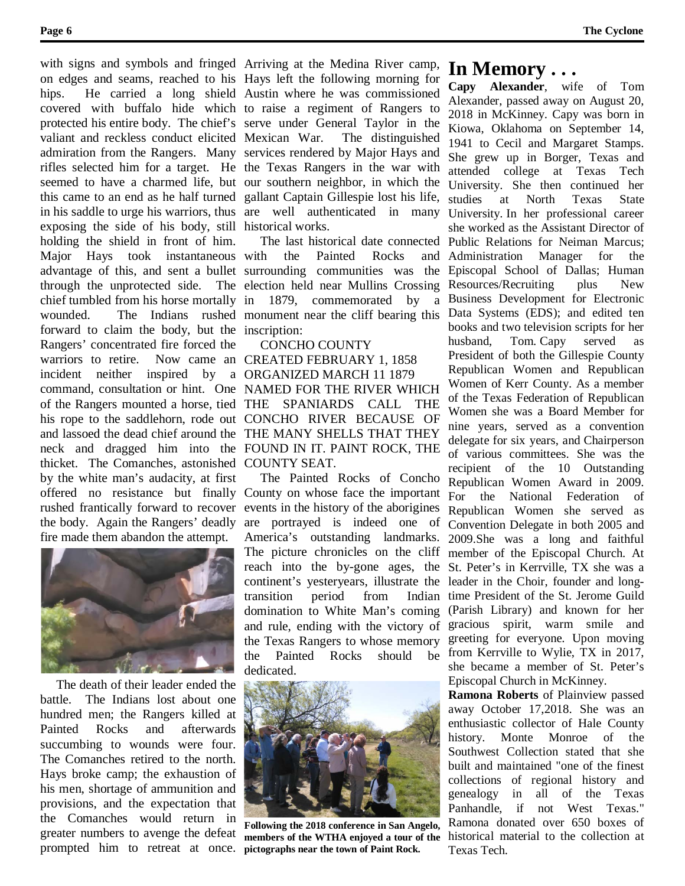with signs and symbols and fringed on edges and seams, reached to his hips. He carried a long shield covered with buffalo hide which protected his entire body. The chief's valiant and reckless conduct elicited admiration from the Rangers. Many rifles selected him for a target. He seemed to have a charmed life, but this came to an end as he half turned in his saddle to urge his warriors, thus exposing the side of his body, still holding the shield in front of him. Major Hays took instantaneous advantage of this, and sent a bullet through the unprotected side. The chief tumbled from his horse mortally wounded. The Indians rushed forward to claim the body, but the Rangers' concentrated fire forced the warriors to retire. Now came an incident neither inspired by a command, consultation or hint. One of the Rangers mounted a horse, tied his rope to the saddlehorn, rode out and lassoed the dead chief around the neck and dragged him into the thicket. The Comanches, astonished by the white man's audacity, at first offered no resistance but finally rushed frantically forward to recover the body. Again the Rangers' deadly fire made them abandon the attempt.

The death of their leader ended the battle. The Indians lost about one hundred men; the Rangers killed at Painted Rocks and afterwards succumbing to wounds were four. The Comanches retired to the north. Hays broke camp; the exhaustion of his men, shortage of ammunition and provisions, and the expectation that the Comanches would return in greater numbers to avenge the defeat prompted him to retreat at once. Arriving at the Medina River camp, Hays left the following morning for Austin where he was commissioned to raise a regiment of Rangers to serve under General Taylor in the Mexican War. The distinguished services rendered by Major Hays and the Texas Rangers in the war with our southern neighbor, in which the gallant Captain Gillespie lost his life, are well authenticated in many historical works.

The last historical date connected with the Painted Rocks and surrounding communities was the election held near Mullins Crossing in 1879, commemorated by a monument near the cliff bearing this inscription:

CONCHO COUNTY
CREATED FEBRUARY 1, 1858
ORGANIZED MARCH 11 1879
NAMED FOR THE RIVER WHICH THE SPANIARDS CALL THE CONCHO RIVER BECAUSE OF THE MANY SHELLS THAT THEY FOUND IN IT. PAINT ROCK, THE COUNTY SEAT.

The Painted Rocks of Concho County on whose face the important events in the history of the aborigines are portrayed is indeed one of America's outstanding landmarks. The picture chronicles on the cliff reach into the by-gone ages, the continent's yesteryears, illustrate the transition period from Indian domination to White Man's coming and rule, ending with the victory of the Texas Rangers to whose memory the Painted Rocks should be dedicated.

**Following the 2018 conference in San Angelo, members of the WTHA enjoyed a tour of the pictographs near the town of Paint Rock.**

# In Memory . . .

**Capy Alexander**, wife of Tom Alexander, passed away on August 20, 2018 in McKinney. Capy was born in Kiowa, Oklahoma on September 14, 1941 to Cecil and Margaret Stamps. She grew up in Borger, Texas and attended college at Texas Tech University. She then continued her studies at North Texas State University. In her professional career she worked as the Assistant Director of Public Relations for Neiman Marcus; Administration Manager for the Episcopal School of Dallas; Human Resources/Recruiting plus New Business Development for Electronic Data Systems (EDS); and edited ten books and two television scripts for her husband, Tom. Capy served as President of both the Gillespie County Republican Women and Republican Women of Kerr County. As a member of the Texas Federation of Republican Women she was a Board Member for nine years, served as a convention delegate for six years, and Chairperson of various committees. She was the recipient of the 10 Outstanding Republican Women Award in 2009. For the National Federation of Republican Women she served as Convention Delegate in both 2005 and 2009.She was a long and faithful member of the Episcopal Church. At St. Peter's in Kerrville, TX she was a leader in the Choir, founder and long-time President of the St. Jerome Guild (Parish Library) and known for her gracious spirit, warm smile and greeting for everyone. Upon moving from Kerrville to Wylie, TX in 2017, she became a member of St. Peter's Episcopal Church in McKinney.

**Ramona Roberts** of Plainview passed away October 17,2018. She was an enthusiastic collector of Hale County history. Monte Monroe of the Southwest Collection stated that she built and maintained "one of the finest collections of regional history and genealogy in all of the Texas Panhandle, if not West Texas." Ramona donated over 650 boxes of historical material to the collection at Texas Tech.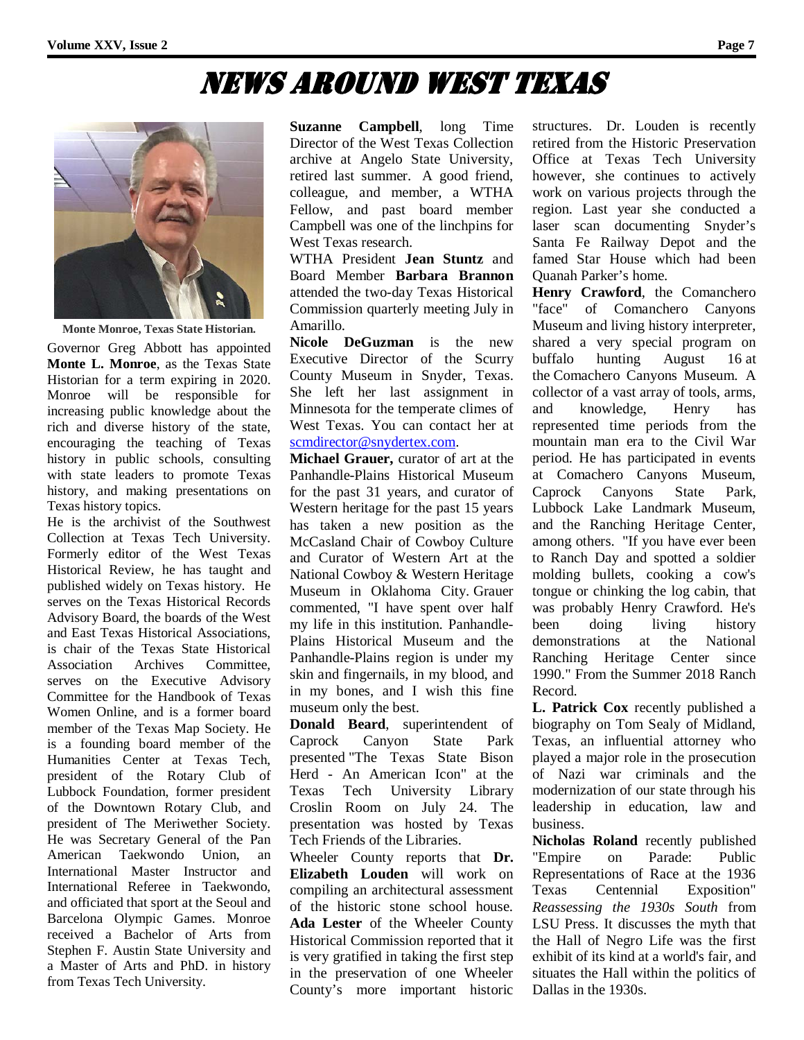# NEWS AROUND WEST TEXAS

Monte Monroe, Texas State Historian.

Governor Greg Abbott has appointed **Monte L. Monroe**, as the Texas State Historian for a term expiring in 2020. Monroe will be responsible for increasing public knowledge about the rich and diverse history of the state, encouraging the teaching of Texas history in public schools, consulting with state leaders to promote Texas history, and making presentations on Texas history topics.

He is the archivist of the Southwest Collection at Texas Tech University. Formerly editor of the West Texas Historical Review, he has taught and published widely on Texas history. He serves on the Texas Historical Records Advisory Board, the boards of the West and East Texas Historical Associations, is chair of the Texas State Historical Association Archives Committee, serves on the Executive Advisory Committee for the Handbook of Texas Women Online, and is a former board member of the Texas Map Society. He is a founding board member of the Humanities Center at Texas Tech, president of the Rotary Club of Lubbock Foundation, former president of the Downtown Rotary Club, and president of The Meriwether Society. He was Secretary General of the Pan American Taekwondo Union, an International Master Instructor and International Referee in Taekwondo, and officiated that sport at the Seoul and Barcelona Olympic Games. Monroe received a Bachelor of Arts from Stephen F. Austin State University and a Master of Arts and PhD. in history from Texas Tech University.

**Suzanne Campbell**, long Time Director of the West Texas Collection archive at Angelo State University, retired last summer. A good friend, colleague, and member, a WTHA Fellow, and past board member Campbell was one of the linchpins for West Texas research.

WTHA President **Jean Stuntz** and Board Member **Barbara Brannon** attended the two-day Texas Historical Commission quarterly meeting July in Amarillo.

**Nicole DeGuzman** is the new Executive Director of the Scurry County Museum in Snyder, Texas. She left her last assignment in Minnesota for the temperate climes of West Texas. You can contact her at scmdirector@snydertex.com.

**Michael Grauer,** curator of art at the Panhandle-Plains Historical Museum for the past 31 years, and curator of Western heritage for the past 15 years has taken a new position as the McCasland Chair of Cowboy Culture and Curator of Western Art at the National Cowboy & Western Heritage Museum in Oklahoma City. Grauer commented, "I have spent over half my life in this institution. Panhandle-Plains Historical Museum and the Panhandle-Plains region is under my skin and fingernails, in my blood, and in my bones, and I wish this fine museum only the best.

**Donald Beard**, superintendent of Caprock Canyon State Park presented "The Texas State Bison Herd - An American Icon" at the Texas Tech University Library Croslin Room on July 24. The presentation was hosted by Texas Tech Friends of the Libraries.

Wheeler County reports that **Dr. Elizabeth Louden** will work on compiling an architectural assessment of the historic stone school house. **Ada Lester** of the Wheeler County Historical Commission reported that it is very gratified in taking the first step in the preservation of one Wheeler County's more important historic structures. Dr. Louden is recently retired from the Historic Preservation Office at Texas Tech University however, she continues to actively work on various projects through the region. Last year she conducted a laser scan documenting Snyder's Santa Fe Railway Depot and the famed Star House which had been Quanah Parker's home.

**Henry Crawford**, the Comanchero "face" of Comanchero Canyons Museum and living history interpreter, shared a very special program on buffalo hunting August 16 at the Comachero Canyons Museum. A collector of a vast array of tools, arms, and knowledge, Henry has represented time periods from the mountain man era to the Civil War period. He has participated in events at Comachero Canyons Museum, Caprock Canyons State Park, Lubbock Lake Landmark Museum, and the Ranching Heritage Center, among others. "If you have ever been to Ranch Day and spotted a soldier molding bullets, cooking a cow's tongue or chinking the log cabin, that was probably Henry Crawford. He's been doing living history demonstrations at the National Ranching Heritage Center since 1990." From the Summer 2018 Ranch Record.

**L. Patrick Cox** recently published a biography on Tom Sealy of Midland, Texas, an influential attorney who played a major role in the prosecution of Nazi war criminals and the modernization of our state through his leadership in education, law and business.

**Nicholas Roland** recently published "Empire on Parade: Public Representations of Race at the 1936 Texas Centennial Exposition" *Reassessing the 1930s South* from LSU Press. It discusses the myth that the Hall of Negro Life was the first exhibit of its kind at a world's fair, and situates the Hall within the politics of Dallas in the 1930s.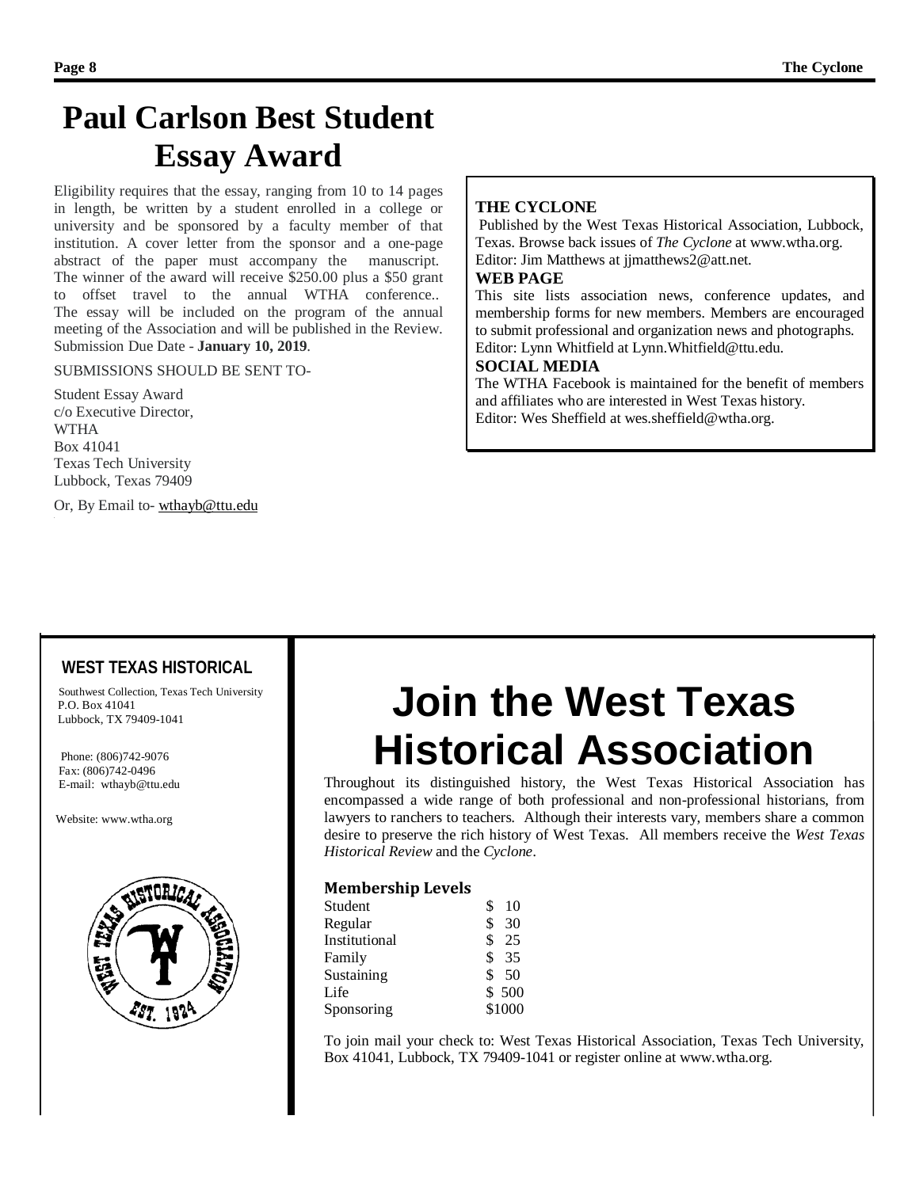# Paul Carlson Best Student Essay Award

Eligibility requires that the essay, ranging from 10 to 14 pages in length, be written by a student enrolled in a college or university and be sponsored by a faculty member of that institution. A cover letter from the sponsor and a one-page abstract of the paper must accompany the manuscript. The winner of the award will receive $250.00 plus a $50 grant to offset travel to the annual WTHA conference.. The essay will be included on the program of the annual meeting of the Association and will be published in the Review. Submission Due Date - **January 10, 2019**.

SUBMISSIONS SHOULD BE SENT TO-

Student Essay Award
c/o Executive Director,
WTHA
Box 41041
Texas Tech University
Lubbock, Texas 79409

Or, By Email to- wthayb@ttu.edu

**THE CYCLONE**

Published by the West Texas Historical Association, Lubbock, Texas. Browse back issues of *The Cyclone* at www.wtha.org.
Editor: Jim Matthews at jjmatthews2@att.net.

**WEB PAGE**

This site lists association news, conference updates, and membership forms for new members. Members are encouraged to submit professional and organization news and photographs.
Editor: Lynn Whitfield at Lynn.Whitfield@ttu.edu.

**SOCIAL MEDIA**

The WTHA Facebook is maintained for the benefit of members and affiliates who are interested in West Texas history.
Editor: Wes Sheffield at wes.sheffield@wtha.org.

**WEST TEXAS HISTORICAL**

Southwest Collection, Texas Tech University
P.O. Box 41041
Lubbock, TX 79409-1041

Phone: (806)742-9076
Fax: (806)742-0496
E-mail: wthayb@ttu.edu

Website: www.wtha.org

WEST TEXAS HISTORICAL ASSOCIATION
EST. 1924

# Join the West Texas Historical Association

Throughout its distinguished history, the West Texas Historical Association has encompassed a wide range of both professional and non-professional historians, from lawyers to ranchers to teachers. Although their interests vary, members share a common desire to preserve the rich history of West Texas. All members receive the *West Texas Historical Review* and the *Cyclone*.

**Membership Levels**

| | |
|---|---|
| Student | $ 10 |
| Regular | $ 30 |
| Institutional | $ 25 |
| Family | $ 35 |
| Sustaining | $ 50 |
| Life | $ 500 |
| Sponsoring | $1000 |

To join mail your check to: West Texas Historical Association, Texas Tech University, Box 41041, Lubbock, TX 79409-1041 or register online at www.wtha.org.